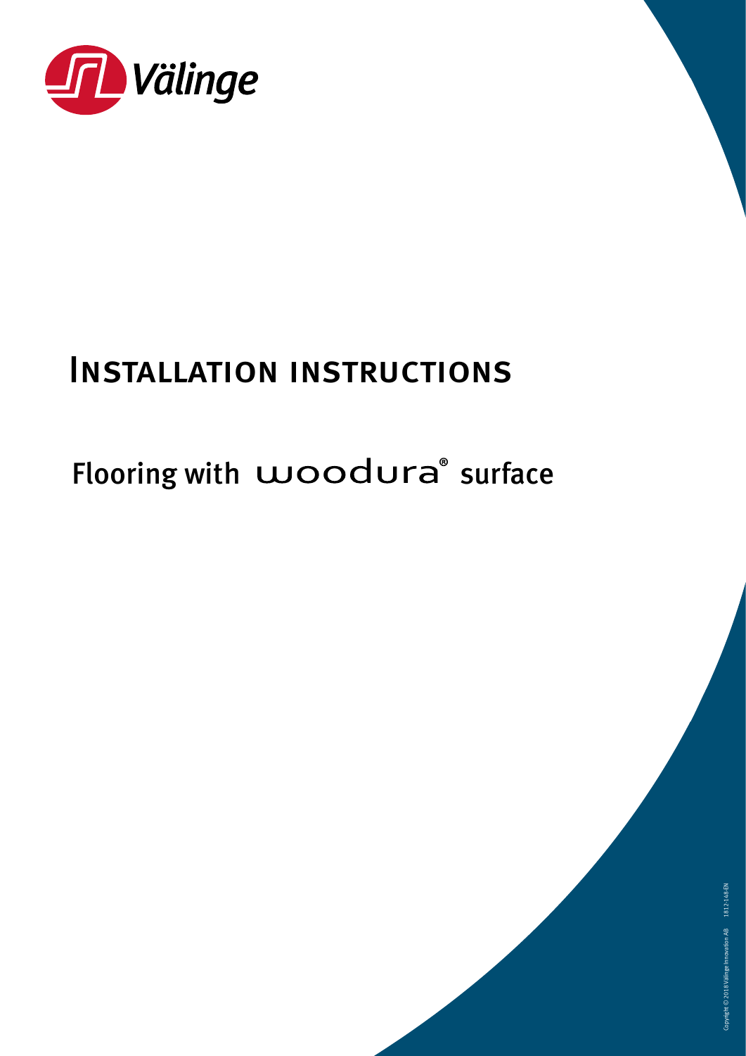Välinge

# Installation instructions

## Flooring with woodura® surface

Copyright © 2018 Välinge Innovation AB 1812-148-EN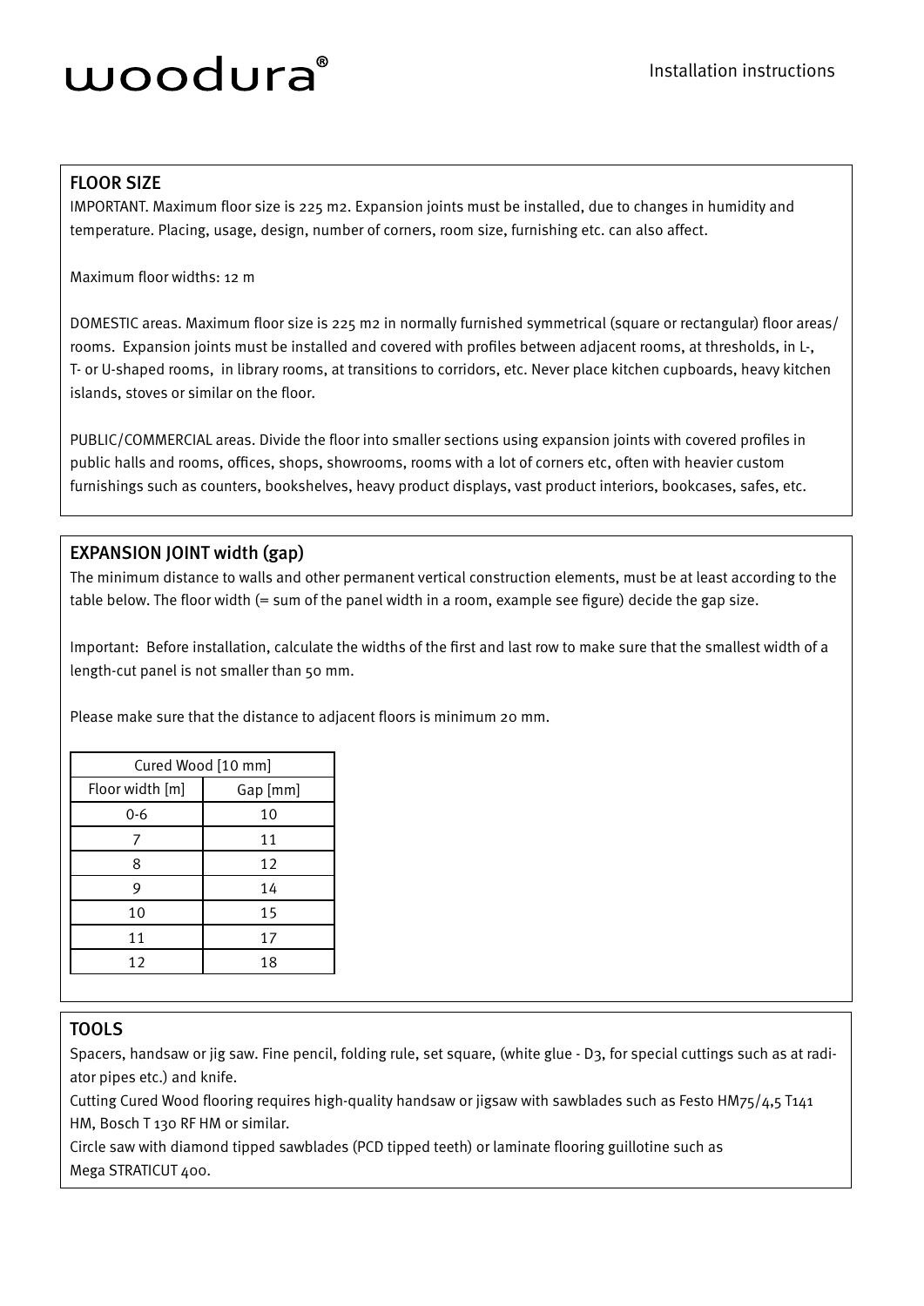# woodura®

Installation instructions

## FLOOR SIZE

IMPORTANT. Maximum floor size is 225 m2. Expansion joints must be installed, due to changes in humidity and temperature. Placing, usage, design, number of corners, room size, furnishing etc. can also affect.

Maximum floor widths: 12 m

DOMESTIC areas. Maximum floor size is 225 m2 in normally furnished symmetrical (square or rectangular) floor areas/rooms. Expansion joints must be installed and covered with profiles between adjacent rooms, at thresholds, in L-, T- or U-shaped rooms, in library rooms, at transitions to corridors, etc. Never place kitchen cupboards, heavy kitchen islands, stoves or similar on the floor.

PUBLIC/COMMERCIAL areas. Divide the floor into smaller sections using expansion joints with covered profiles in public halls and rooms, offices, shops, showrooms, rooms with a lot of corners etc, often with heavier custom furnishings such as counters, bookshelves, heavy product displays, vast product interiors, bookcases, safes, etc.

## EXPANSION JOINT width (gap)

The minimum distance to walls and other permanent vertical construction elements, must be at least according to the table below. The floor width (= sum of the panel width in a room, example see figure) decide the gap size.

Important: Before installation, calculate the widths of the first and last row to make sure that the smallest width of a length-cut panel is not smaller than 50 mm.

Please make sure that the distance to adjacent floors is minimum 20 mm.

| Cured Wood [10 mm] | |
|---|---|
| Floor width [m] | Gap [mm] |
| 0-6 | 10 |
| 7 | 11 |
| 8 | 12 |
| 9 | 14 |
| 10 | 15 |
| 11 | 17 |
| 12 | 18 |

## TOOLS

Spacers, handsaw or jig saw. Fine pencil, folding rule, set square, (white glue - D3, for special cuttings such as at radiator pipes etc.) and knife.

Cutting Cured Wood flooring requires high-quality handsaw or jigsaw with sawblades such as Festo HM75/4,5 T141 HM, Bosch T 130 RF HM or similar.

Circle saw with diamond tipped sawblades (PCD tipped teeth) or laminate flooring guillotine such as Mega STRATICUT 400.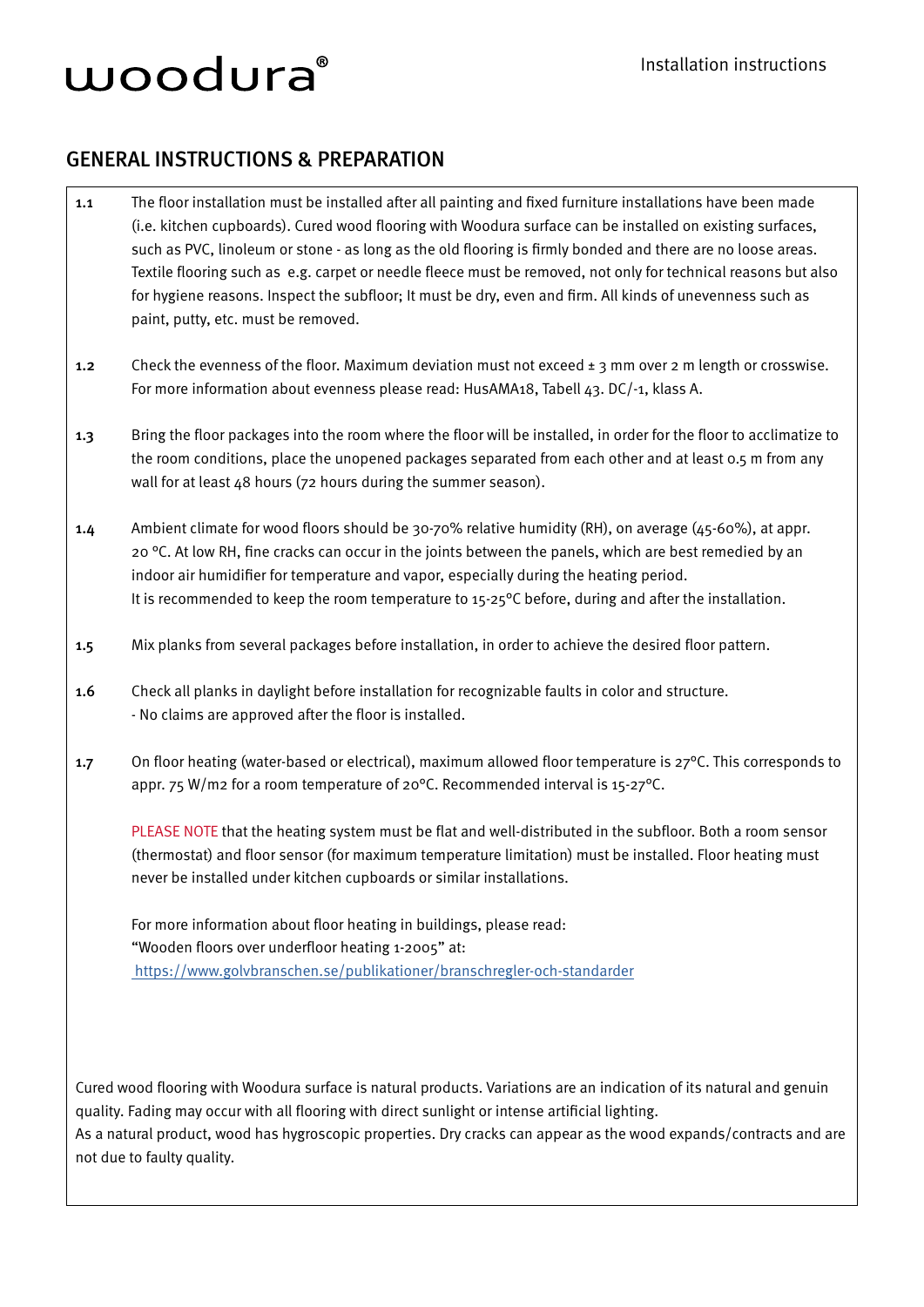# GENERAL INSTRUCTIONS & PREPARATION

**1.1** The floor installation must be installed after all painting and fixed furniture installations have been made (i.e. kitchen cupboards). Cured wood flooring with Woodura surface can be installed on existing surfaces, such as PVC, linoleum or stone - as long as the old flooring is firmly bonded and there are no loose areas. Textile flooring such as e.g. carpet or needle fleece must be removed, not only for technical reasons but also for hygiene reasons. Inspect the subfloor; It must be dry, even and firm. All kinds of unevenness such as paint, putty, etc. must be removed.

**1.2** Check the evenness of the floor. Maximum deviation must not exceed ± 3 mm over 2 m length or crosswise. For more information about evenness please read: HusAMA18, Tabell 43. DC/-1, klass A.

**1.3** Bring the floor packages into the room where the floor will be installed, in order for the floor to acclimatize to the room conditions, place the unopened packages separated from each other and at least 0.5 m from any wall for at least 48 hours (72 hours during the summer season).

**1.4** Ambient climate for wood floors should be 30-70% relative humidity (RH), on average (45-60%), at appr. 20 °C. At low RH, fine cracks can occur in the joints between the panels, which are best remedied by an indoor air humidifier for temperature and vapor, especially during the heating period.
It is recommended to keep the room temperature to 15-25°C before, during and after the installation.

**1.5** Mix planks from several packages before installation, in order to achieve the desired floor pattern.

**1.6** Check all planks in daylight before installation for recognizable faults in color and structure.
- No claims are approved after the floor is installed.

**1.7** On floor heating (water-based or electrical), maximum allowed floor temperature is 27°C. This corresponds to appr. 75 W/m2 for a room temperature of 20°C. Recommended interval is 15-27°C.

PLEASE NOTE that the heating system must be flat and well-distributed in the subfloor. Both a room sensor (thermostat) and floor sensor (for maximum temperature limitation) must be installed. Floor heating must never be installed under kitchen cupboards or similar installations.

For more information about floor heating in buildings, please read:
"Wooden floors over underfloor heating 1-2005" at:
https://www.golvbranschen.se/publikationer/branschregler-och-standarder

Cured wood flooring with Woodura surface is natural products. Variations are an indication of its natural and genuin quality. Fading may occur with all flooring with direct sunlight or intense artificial lighting.
As a natural product, wood has hygroscopic properties. Dry cracks can appear as the wood expands/contracts and are not due to faulty quality.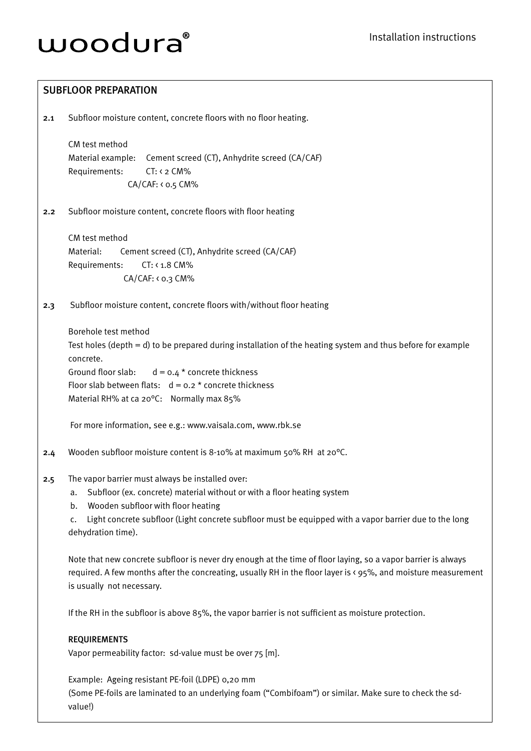## SUBFLOOR PREPARATION

**2.1** Subfloor moisture content, concrete floors with no floor heating.

CM test method
Material example: Cement screed (CT), Anhydrite screed (CA/CAF)
Requirements: CT: < 2 CM%
CA/CAF: < 0.5 CM%

**2.2** Subfloor moisture content, concrete floors with floor heating

CM test method
Material: Cement screed (CT), Anhydrite screed (CA/CAF)
Requirements: CT: < 1.8 CM%
CA/CAF: < 0.3 CM%

**2.3** Subfloor moisture content, concrete floors with/without floor heating

Borehole test method
Test holes (depth = d) to be prepared during installation of the heating system and thus before for example concrete.
Ground floor slab: d = 0.4 * concrete thickness
Floor slab between flats: d = 0.2 * concrete thickness
Material RH% at ca 20°C: Normally max 85%

For more information, see e.g.: www.vaisala.com, www.rbk.se

**2.4** Wooden subfloor moisture content is 8-10% at maximum 50% RH at 20°C.

**2.5** The vapor barrier must always be installed over:

a. Subfloor (ex. concrete) material without or with a floor heating system
b. Wooden subfloor with floor heating
c. Light concrete subfloor (Light concrete subfloor must be equipped with a vapor barrier due to the long dehydration time).

Note that new concrete subfloor is never dry enough at the time of floor laying, so a vapor barrier is always required. A few months after the concreating, usually RH in the floor layer is < 95%, and moisture measurement is usually not necessary.

If the RH in the subfloor is above 85%, the vapor barrier is not sufficient as moisture protection.

**REQUIREMENTS**
Vapor permeability factor: sd-value must be over 75 [m].

Example: Ageing resistant PE-foil (LDPE) 0,20 mm
(Some PE-foils are laminated to an underlying foam ("Combifoam") or similar. Make sure to check the sd-value!)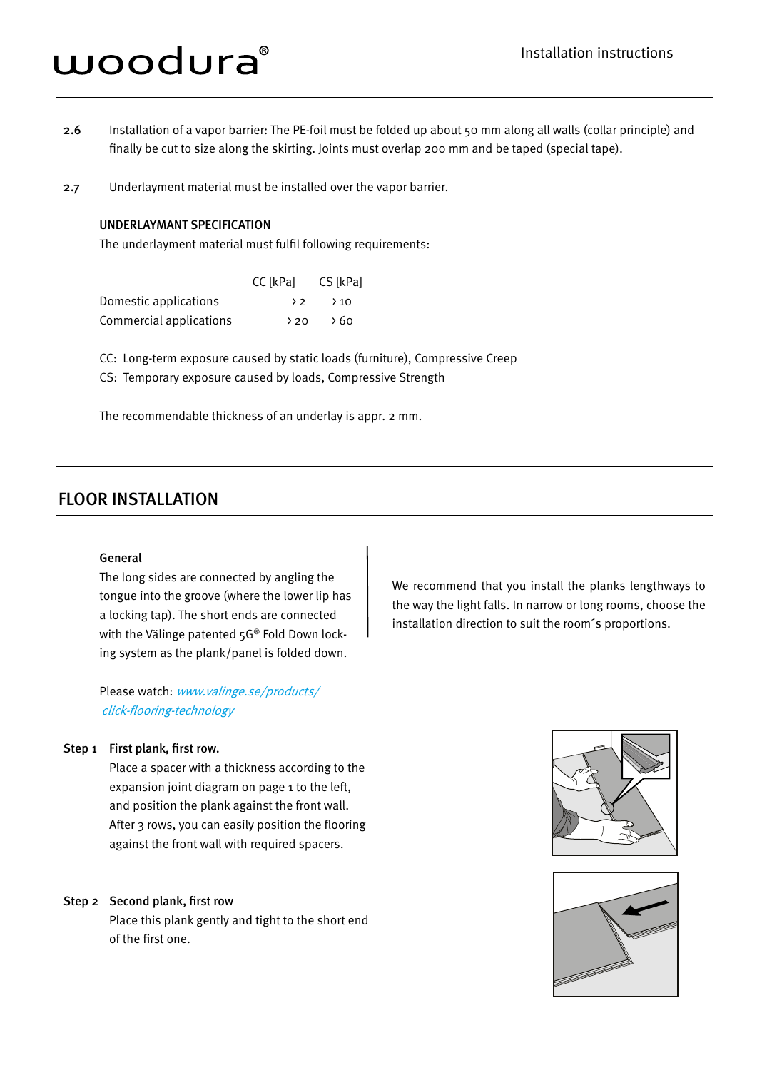**2.6** Installation of a vapor barrier: The PE-foil must be folded up about 50 mm along all walls (collar principle) and finally be cut to size along the skirting. Joints must overlap 200 mm and be taped (special tape).

**2.7** Underlayment material must be installed over the vapor barrier.

**UNDERLAYMANT SPECIFICATION**

The underlayment material must fulfil following requirements:

| | CC [kPa] | CS [kPa] |
|---|---|---|
| Domestic applications | › 2 | › 10 |
| Commercial applications | › 20 | › 60 |

CC: Long-term exposure caused by static loads (furniture), Compressive Creep

CS: Temporary exposure caused by loads, Compressive Strength

The recommendable thickness of an underlay is appr. 2 mm.

## FLOOR INSTALLATION

**General**

The long sides are connected by angling the tongue into the groove (where the lower lip has a locking tap). The short ends are connected with the Välinge patented 5G® Fold Down locking system as the plank/panel is folded down.

We recommend that you install the planks lengthways to the way the light falls. In narrow or long rooms, choose the installation direction to suit the room´s proportions.

Please watch: *www.valinge.se/products/click-flooring-technology*

**Step 1 First plank, first row.**

Place a spacer with a thickness according to the expansion joint diagram on page 1 to the left, and position the plank against the front wall. After 3 rows, you can easily position the flooring against the front wall with required spacers.

**Step 2 Second plank, first row**

Place this plank gently and tight to the short end of the first one.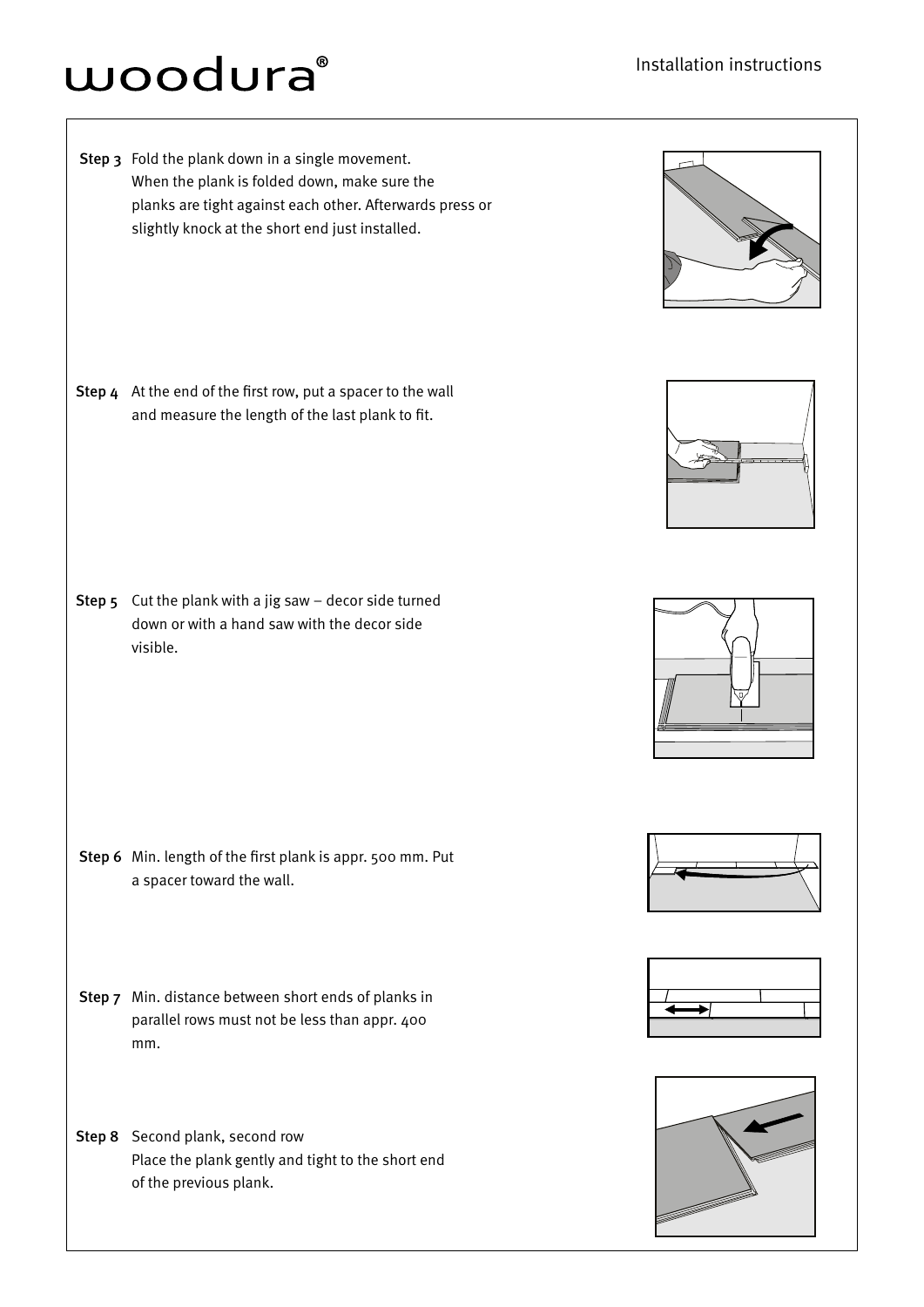**Step 3** Fold the plank down in a single movement. When the plank is folded down, make sure the planks are tight against each other. Afterwards press or slightly knock at the short end just installed.

**Step 4** At the end of the first row, put a spacer to the wall and measure the length of the last plank to fit.

**Step 5** Cut the plank with a jig saw – decor side turned down or with a hand saw with the decor side visible.

**Step 6** Min. length of the first plank is appr. 500 mm. Put a spacer toward the wall.

**Step 7** Min. distance between short ends of planks in parallel rows must not be less than appr. 400 mm.

**Step 8** Second plank, second row
Place the plank gently and tight to the short end of the previous plank.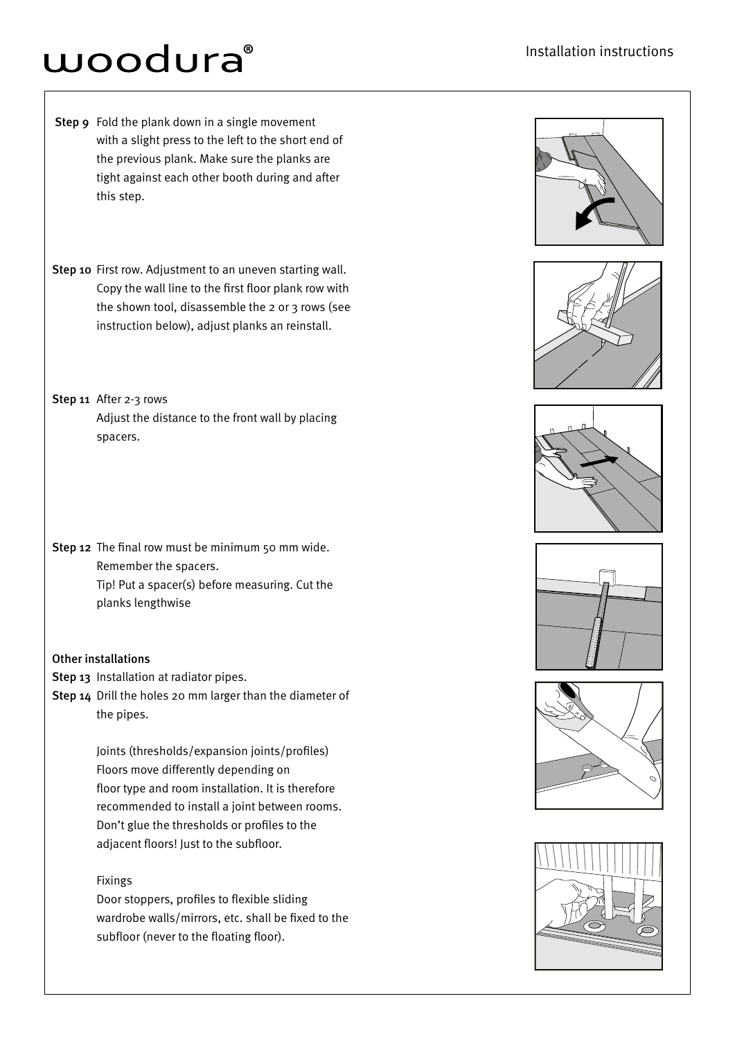**Step 9** Fold the plank down in a single movement with a slight press to the left to the short end of the previous plank. Make sure the planks are tight against each other booth during and after this step.

**Step 10** First row. Adjustment to an uneven starting wall. Copy the wall line to the first floor plank row with the shown tool, disassemble the 2 or 3 rows (see instruction below), adjust planks an reinstall.

**Step 11** After 2-3 rows
Adjust the distance to the front wall by placing spacers.

**Step 12** The final row must be minimum 50 mm wide. Remember the spacers.
Tip! Put a spacer(s) before measuring. Cut the planks lengthwise

**Other installations**

**Step 13** Installation at radiator pipes.

**Step 14** Drill the holes 20 mm larger than the diameter of the pipes.

Joints (thresholds/expansion joints/profiles)
Floors move differently depending on floor type and room installation. It is therefore recommended to install a joint between rooms. Don't glue the thresholds or profiles to the adjacent floors! Just to the subfloor.

Fixings
Door stoppers, profiles to flexible sliding wardrobe walls/mirrors, etc. shall be fixed to the subfloor (never to the floating floor).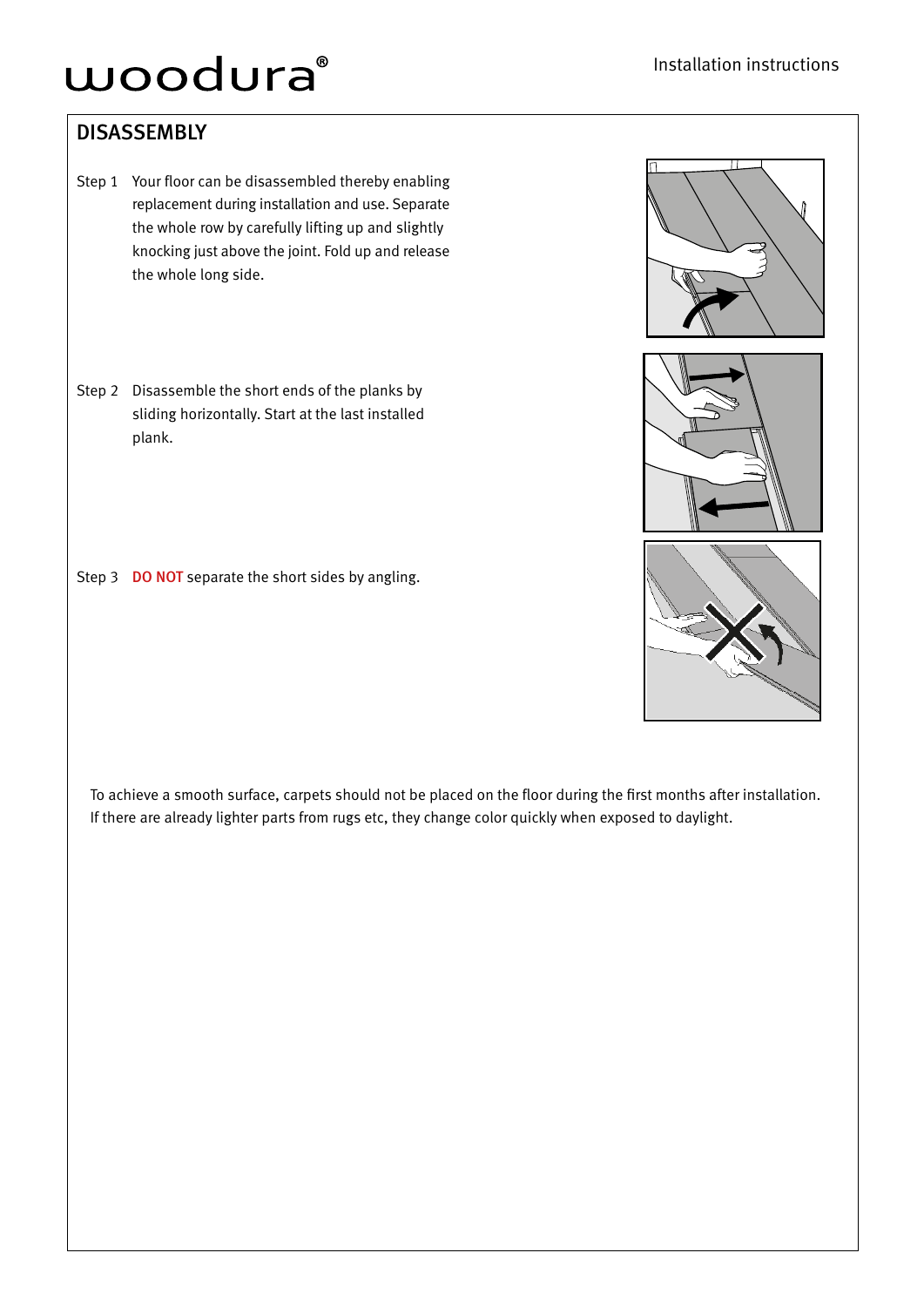## DISASSEMBLY

Step 1 Your floor can be disassembled thereby enabling replacement during installation and use. Separate the whole row by carefully lifting up and slightly knocking just above the joint. Fold up and release the whole long side.

Step 2 Disassemble the short ends of the planks by sliding horizontally. Start at the last installed plank.

Step 3 **DO NOT** separate the short sides by angling.

To achieve a smooth surface, carpets should not be placed on the floor during the first months after installation. If there are already lighter parts from rugs etc, they change color quickly when exposed to daylight.